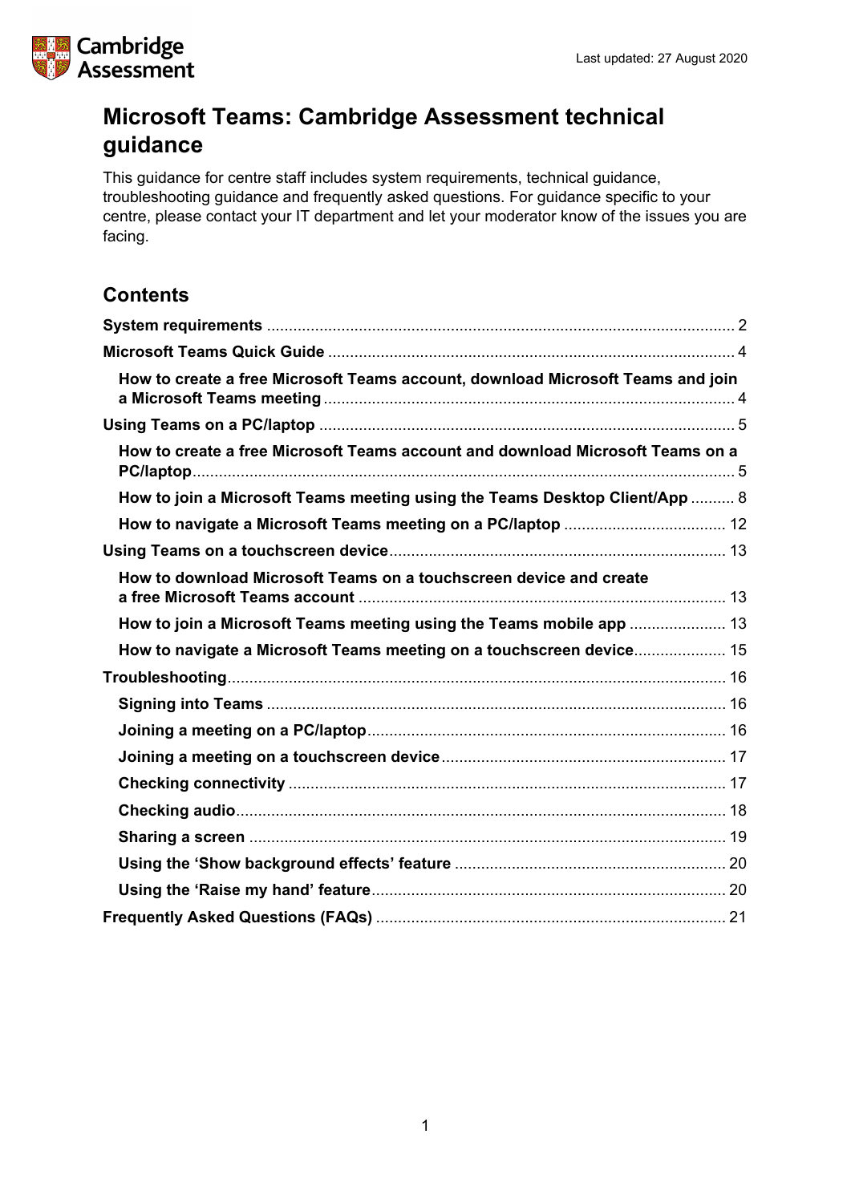Last updated: 27 August 2020

# Microsoft Teams: Cambridge Assessment technical guidance

This guidance for centre staff includes system requirements, technical guidance, troubleshooting guidance and frequently asked questions. For guidance specific to your centre, please contact your IT department and let your moderator know of the issues you are facing.

## Contents

**System requirements** .......... 2

**Microsoft Teams Quick Guide** .......... 4

- **How to create a free Microsoft Teams account, download Microsoft Teams and join a Microsoft Teams meeting** .......... 4

**Using Teams on a PC/laptop** .......... 5

- **How to create a free Microsoft Teams account and download Microsoft Teams on a PC/laptop** .......... 5
- **How to join a Microsoft Teams meeting using the Teams Desktop Client/App** .......... 8
- **How to navigate a Microsoft Teams meeting on a PC/laptop** .......... 12

**Using Teams on a touchscreen device** .......... 13

- **How to download Microsoft Teams on a touchscreen device and create a free Microsoft Teams account** .......... 13
- **How to join a Microsoft Teams meeting using the Teams mobile app** .......... 13
- **How to navigate a Microsoft Teams meeting on a touchscreen device** .......... 15

**Troubleshooting** .......... 16

- **Signing into Teams** .......... 16
- **Joining a meeting on a PC/laptop** .......... 16
- **Joining a meeting on a touchscreen device** .......... 17
- **Checking connectivity** .......... 17
- **Checking audio** .......... 18
- **Sharing a screen** .......... 19
- **Using the 'Show background effects' feature** .......... 20
- **Using the 'Raise my hand' feature** .......... 20

**Frequently Asked Questions (FAQs)** .......... 21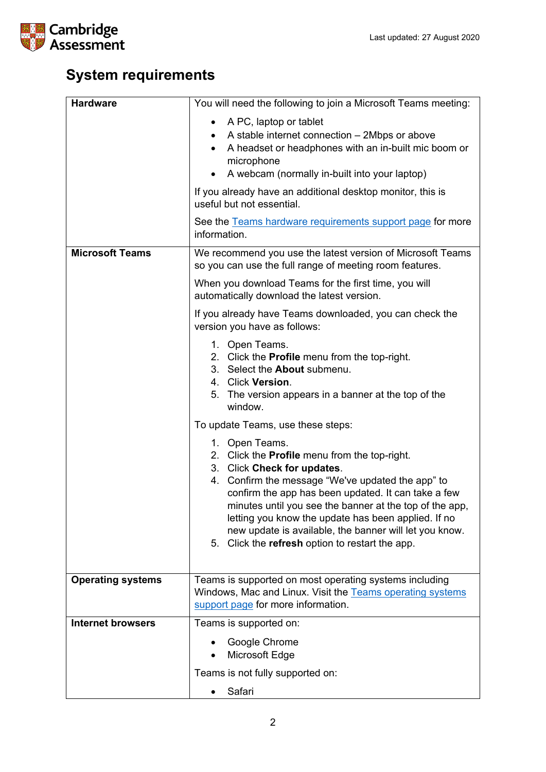# System requirements

| | |
|---|---|
| **Hardware** | You will need the following to join a Microsoft Teams meeting:<br>• A PC, laptop or tablet<br>• A stable internet connection – 2Mbps or above<br>• A headset or headphones with an in-built mic boom or microphone<br>• A webcam (normally in-built into your laptop)<br>If you already have an additional desktop monitor, this is useful but not essential.<br>See the Teams hardware requirements support page for more information. |
| **Microsoft Teams** | We recommend you use the latest version of Microsoft Teams so you can use the full range of meeting room features.<br>When you download Teams for the first time, you will automatically download the latest version.<br>If you already have Teams downloaded, you can check the version you have as follows:<br>1. Open Teams.<br>2. Click the **Profile** menu from the top-right.<br>3. Select the **About** submenu.<br>4. Click **Version**.<br>5. The version appears in a banner at the top of the window.<br>To update Teams, use these steps:<br>1. Open Teams.<br>2. Click the **Profile** menu from the top-right.<br>3. Click **Check for updates**.<br>4. Confirm the message "We've updated the app" to confirm the app has been updated. It can take a few minutes until you see the banner at the top of the app, letting you know the update has been applied. If no new update is available, the banner will let you know.<br>5. Click the **refresh** option to restart the app. |
| **Operating systems** | Teams is supported on most operating systems including Windows, Mac and Linux. Visit the Teams operating systems support page for more information. |
| **Internet browsers** | Teams is supported on:<br>• Google Chrome<br>• Microsoft Edge<br>Teams is not fully supported on:<br>• Safari |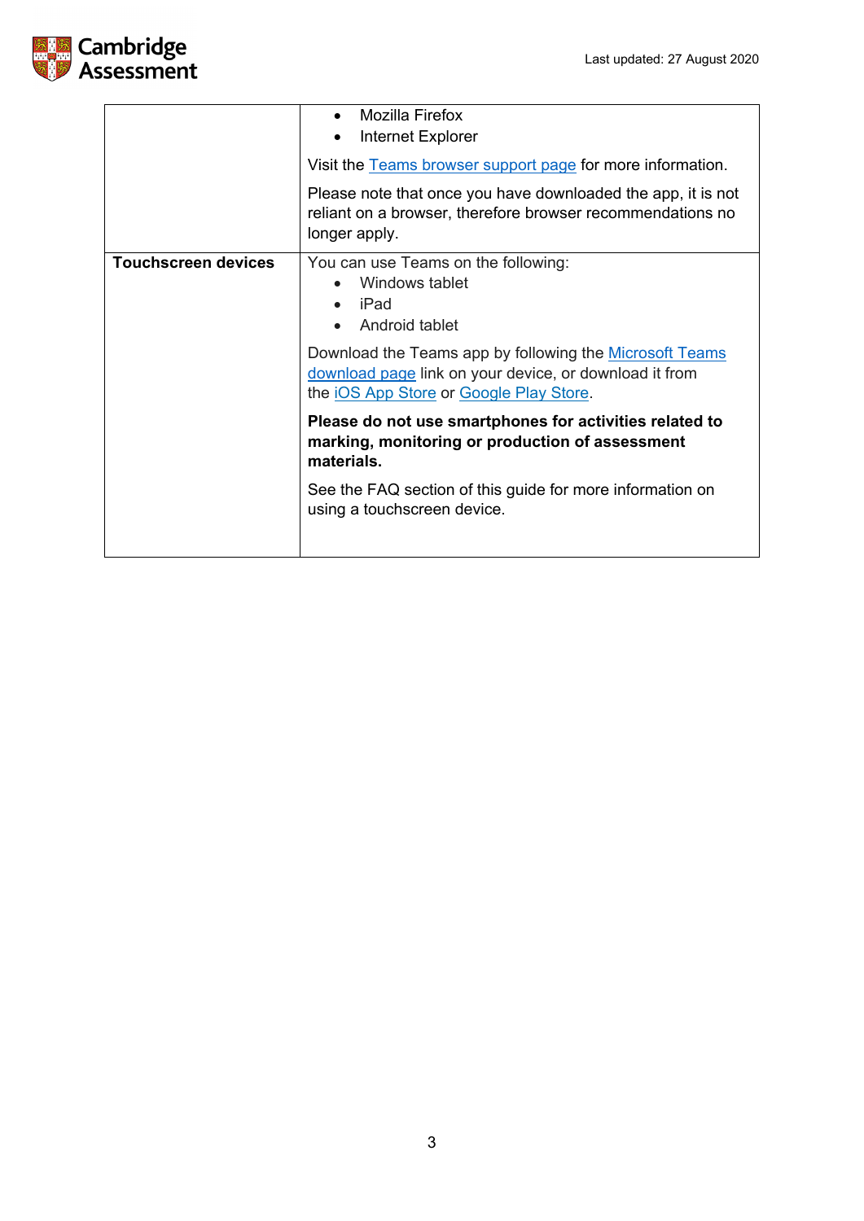| | |
|---|---|
| | • Mozilla Firefox<br>• Internet Explorer<br><br>Visit the Teams browser support page for more information.<br><br>Please note that once you have downloaded the app, it is not reliant on a browser, therefore browser recommendations no longer apply. |
| **Touchscreen devices** | You can use Teams on the following:<br>• Windows tablet<br>• iPad<br>• Android tablet<br><br>Download the Teams app by following the Microsoft Teams download page link on your device, or download it from the iOS App Store or Google Play Store.<br><br>**Please do not use smartphones for activities related to marking, monitoring or production of assessment materials.**<br><br>See the FAQ section of this guide for more information on using a touchscreen device. |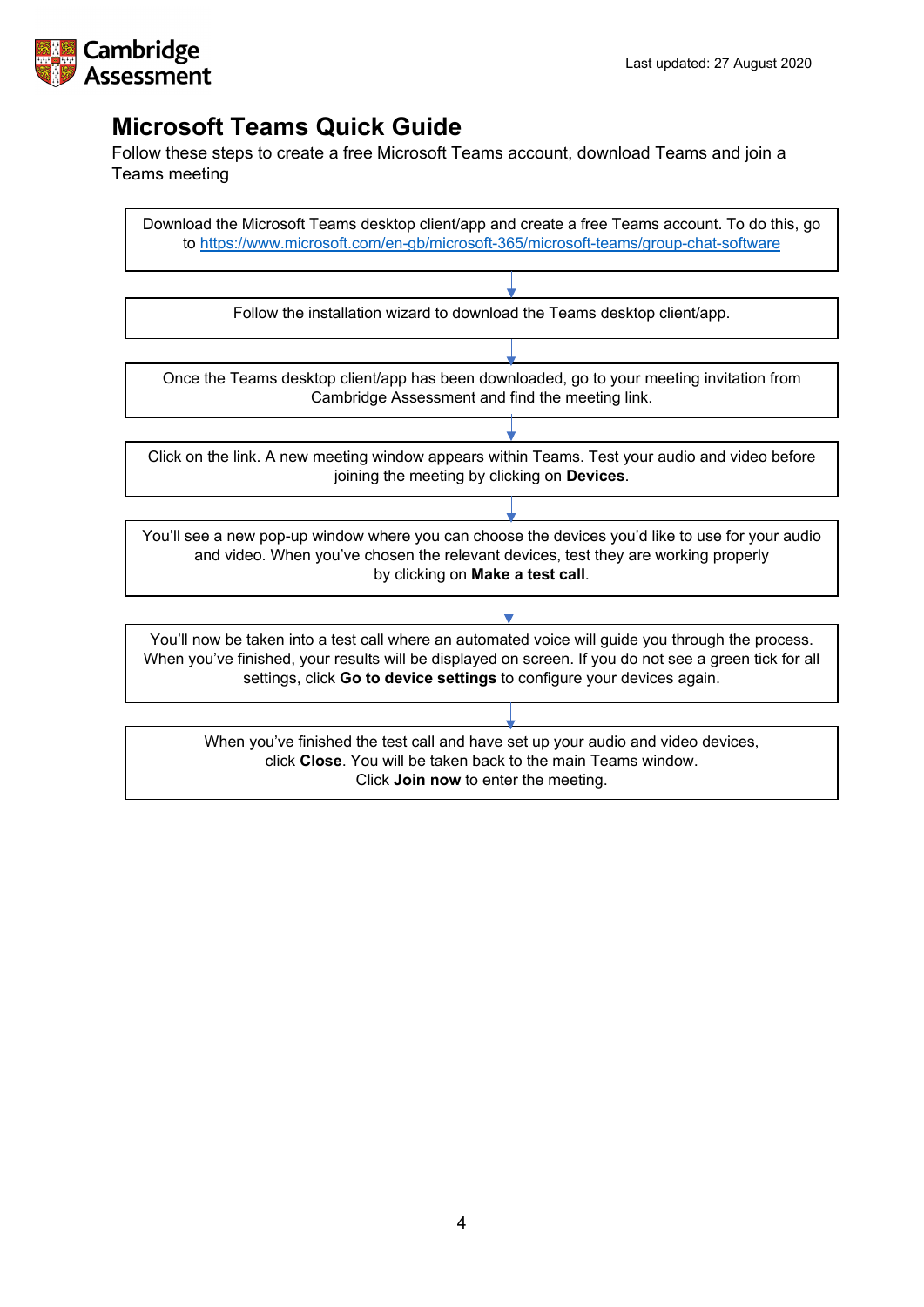Last updated: 27 August 2020

# Microsoft Teams Quick Guide

Follow these steps to create a free Microsoft Teams account, download Teams and join a Teams meeting

Download the Microsoft Teams desktop client/app and create a free Teams account. To do this, go to https://www.microsoft.com/en-gb/microsoft-365/microsoft-teams/group-chat-software

↓

Follow the installation wizard to download the Teams desktop client/app.

↓

Once the Teams desktop client/app has been downloaded, go to your meeting invitation from Cambridge Assessment and find the meeting link.

↓

Click on the link. A new meeting window appears within Teams. Test your audio and video before joining the meeting by clicking on **Devices**.

↓

You'll see a new pop-up window where you can choose the devices you'd like to use for your audio and video. When you've chosen the relevant devices, test they are working properly by clicking on **Make a test call**.

↓

You'll now be taken into a test call where an automated voice will guide you through the process. When you've finished, your results will be displayed on screen. If you do not see a green tick for all settings, click **Go to device settings** to configure your devices again.

↓

When you've finished the test call and have set up your audio and video devices, click **Close**. You will be taken back to the main Teams window. Click **Join now** to enter the meeting.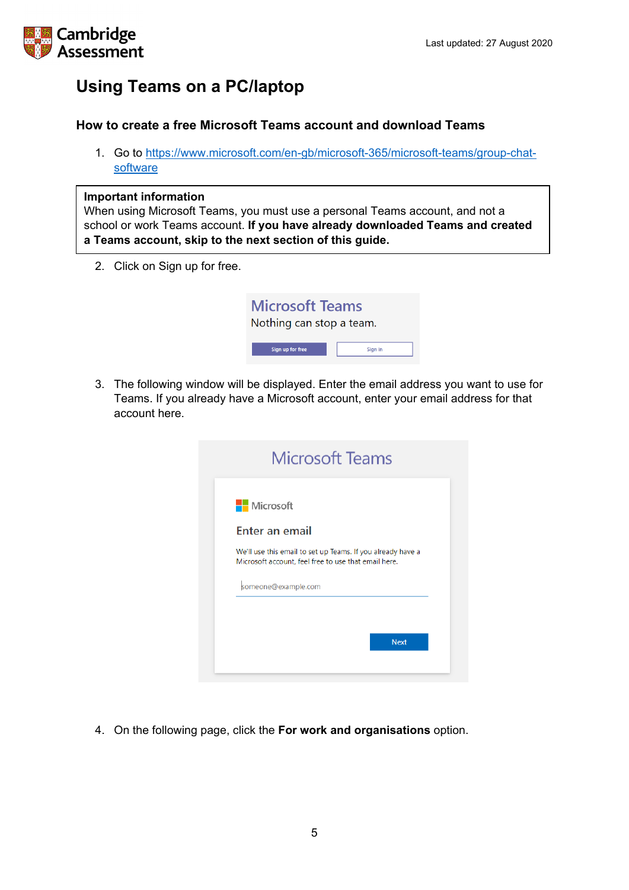# Using Teams on a PC/laptop

## How to create a free Microsoft Teams account and download Teams

1. Go to https://www.microsoft.com/en-gb/microsoft-365/microsoft-teams/group-chat-software

> **Important information**
> When using Microsoft Teams, you must use a personal Teams account, and not a school or work Teams account. **If you have already downloaded Teams and created a Teams account, skip to the next section of this guide.**

2. Click on Sign up for free.

3. The following window will be displayed. Enter the email address you want to use for Teams. If you already have a Microsoft account, enter your email address for that account here.

4. On the following page, click the **For work and organisations** option.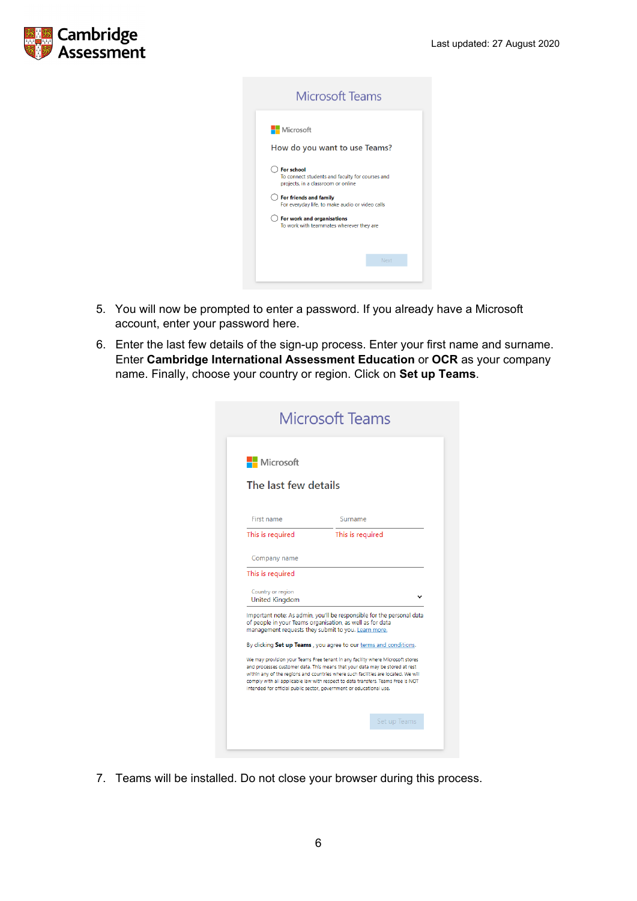5. You will now be prompted to enter a password. If you already have a Microsoft account, enter your password here.
6. Enter the last few details of the sign-up process. Enter your first name and surname. Enter **Cambridge International Assessment Education** or **OCR** as your company name. Finally, choose your country or region. Click on **Set up Teams**.
7. Teams will be installed. Do not close your browser during this process.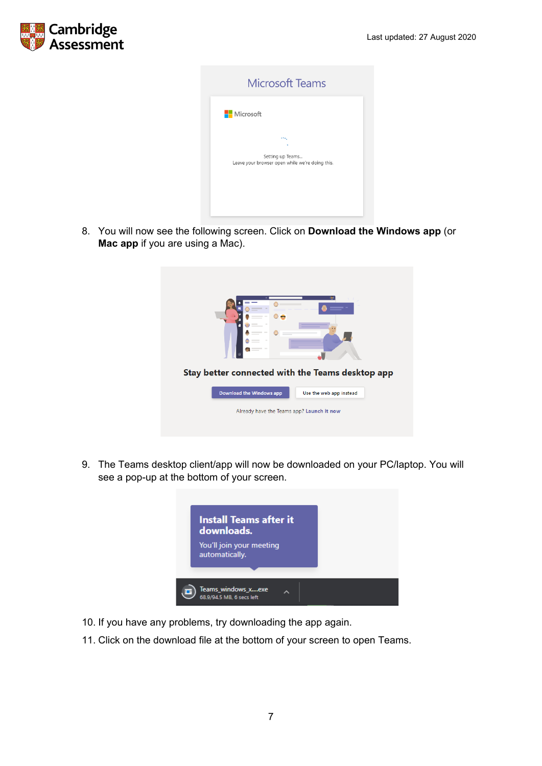8. You will now see the following screen. Click on **Download the Windows app** (or **Mac app** if you are using a Mac).

9. The Teams desktop client/app will now be downloaded on your PC/laptop. You will see a pop-up at the bottom of your screen.

10. If you have any problems, try downloading the app again.

11. Click on the download file at the bottom of your screen to open Teams.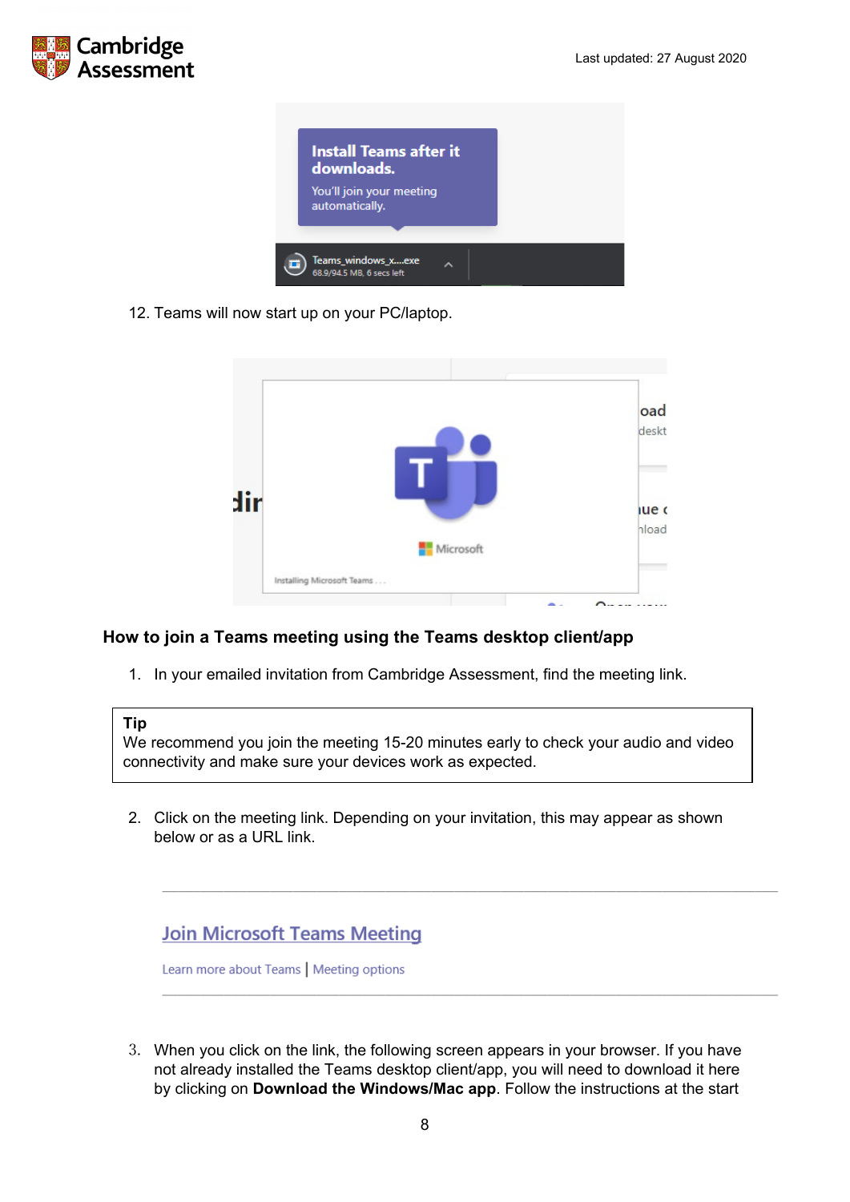12. Teams will now start up on your PC/laptop.

## How to join a Teams meeting using the Teams desktop client/app

1. In your emailed invitation from Cambridge Assessment, find the meeting link.

> **Tip**
> We recommend you join the meeting 15-20 minutes early to check your audio and video connectivity and make sure your devices work as expected.

2. Click on the meeting link. Depending on your invitation, this may appear as shown below or as a URL link.

---

Join Microsoft Teams Meeting

Learn more about Teams | Meeting options

---

3. When you click on the link, the following screen appears in your browser. If you have not already installed the Teams desktop client/app, you will need to download it here by clicking on **Download the Windows/Mac app**. Follow the instructions at the start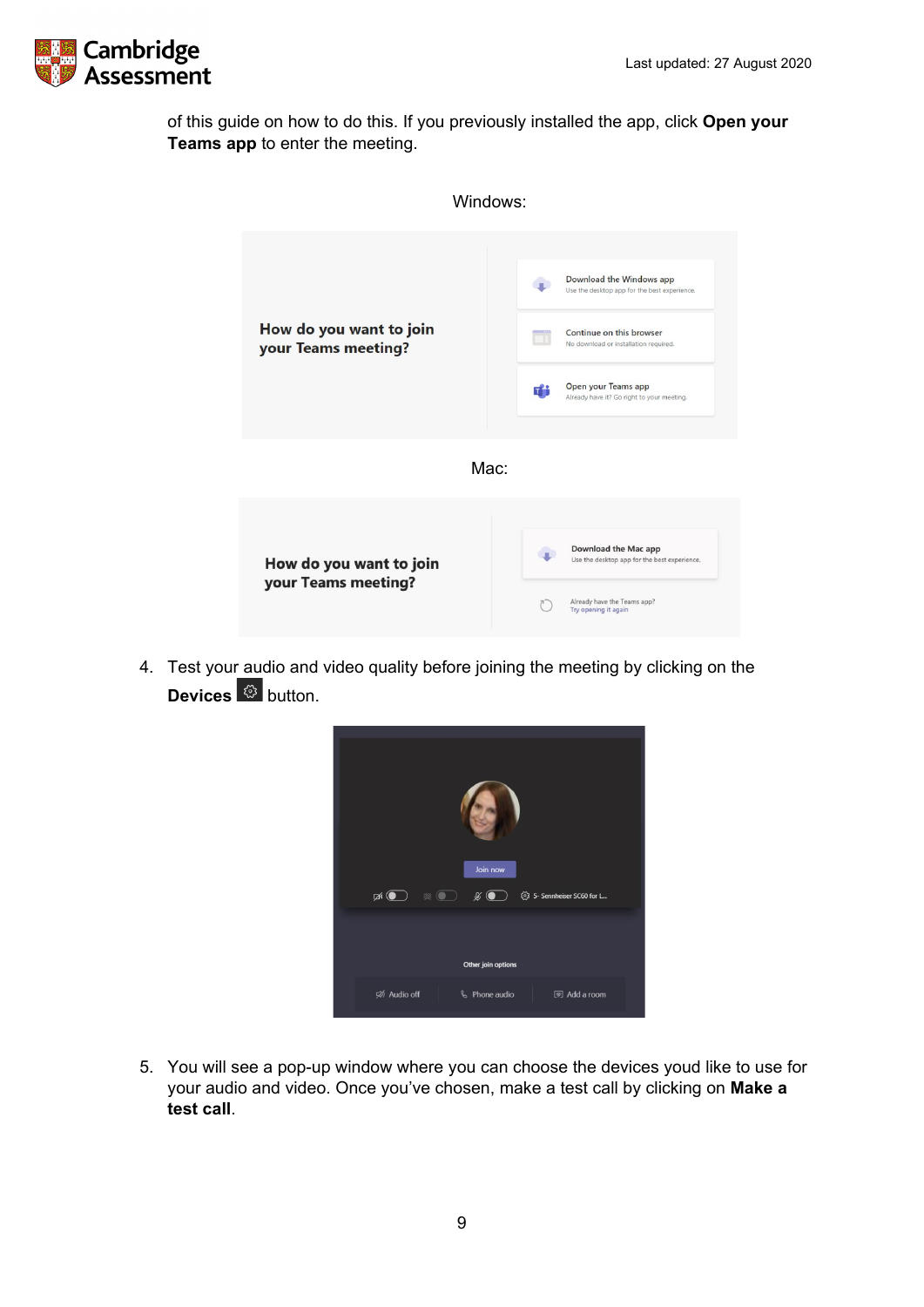of this guide on how to do this. If you previously installed the app, click **Open your Teams app** to enter the meeting.

Windows:

Mac:

4. Test your audio and video quality before joining the meeting by clicking on the **Devices** button.

5. You will see a pop-up window where you can choose the devices youd like to use for your audio and video. Once you've chosen, make a test call by clicking on **Make a test call**.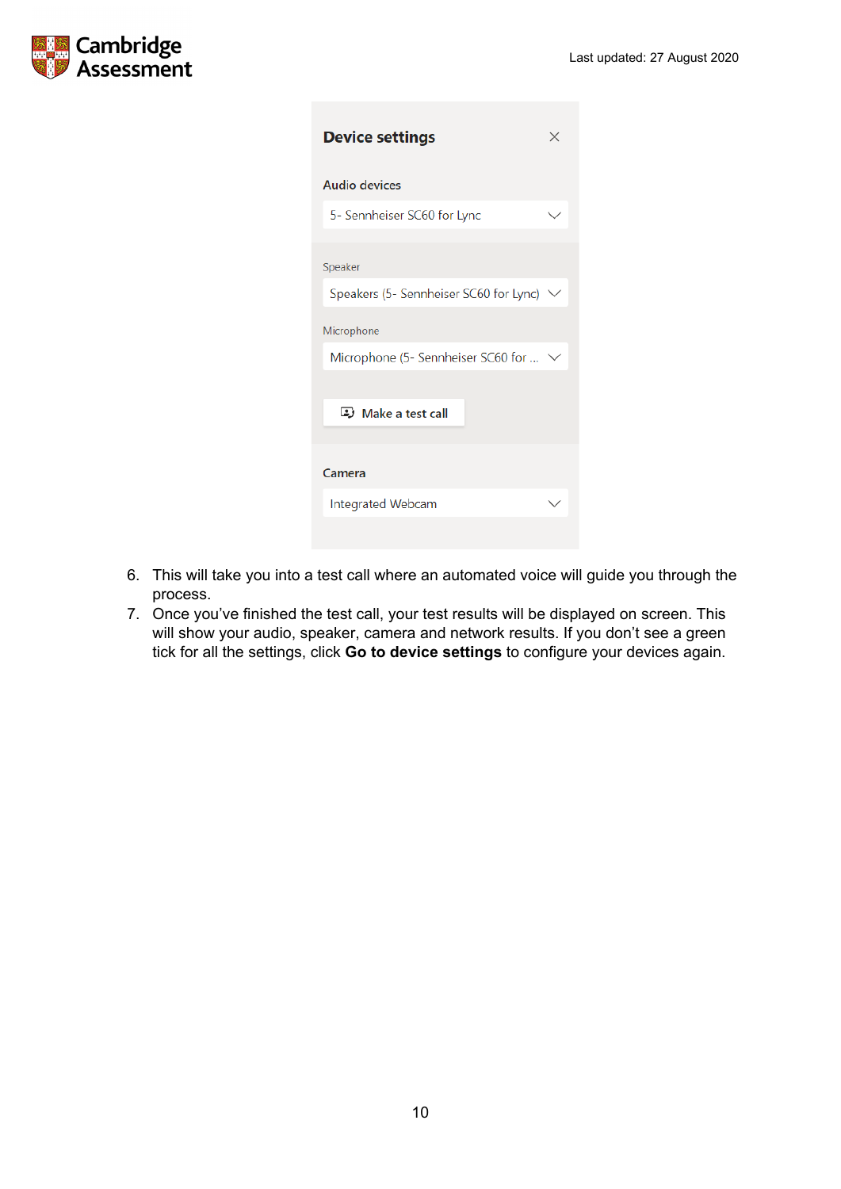6. This will take you into a test call where an automated voice will guide you through the process.
7. Once you've finished the test call, your test results will be displayed on screen. This will show your audio, speaker, camera and network results. If you don't see a green tick for all the settings, click **Go to device settings** to configure your devices again.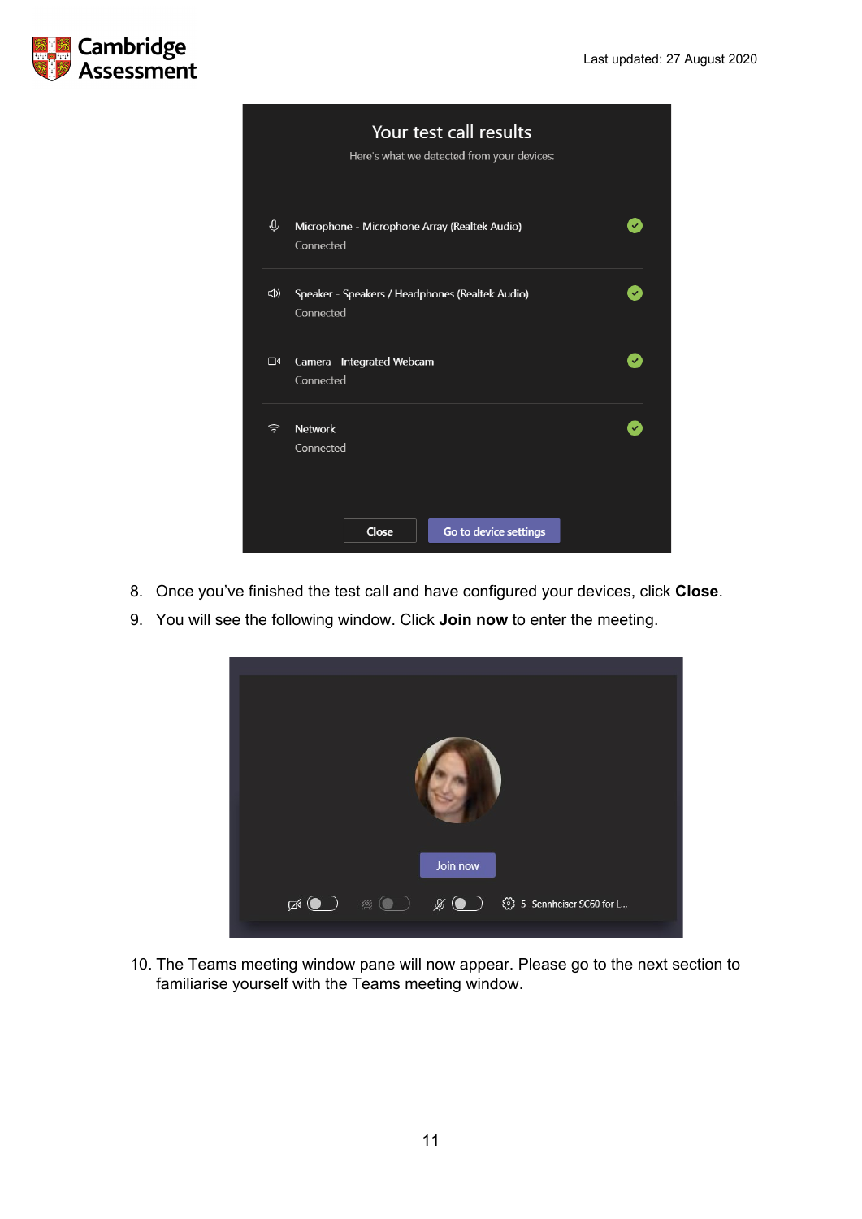8. Once you've finished the test call and have configured your devices, click **Close**.
9. You will see the following window. Click **Join now** to enter the meeting.

10. The Teams meeting window pane will now appear. Please go to the next section to familiarise yourself with the Teams meeting window.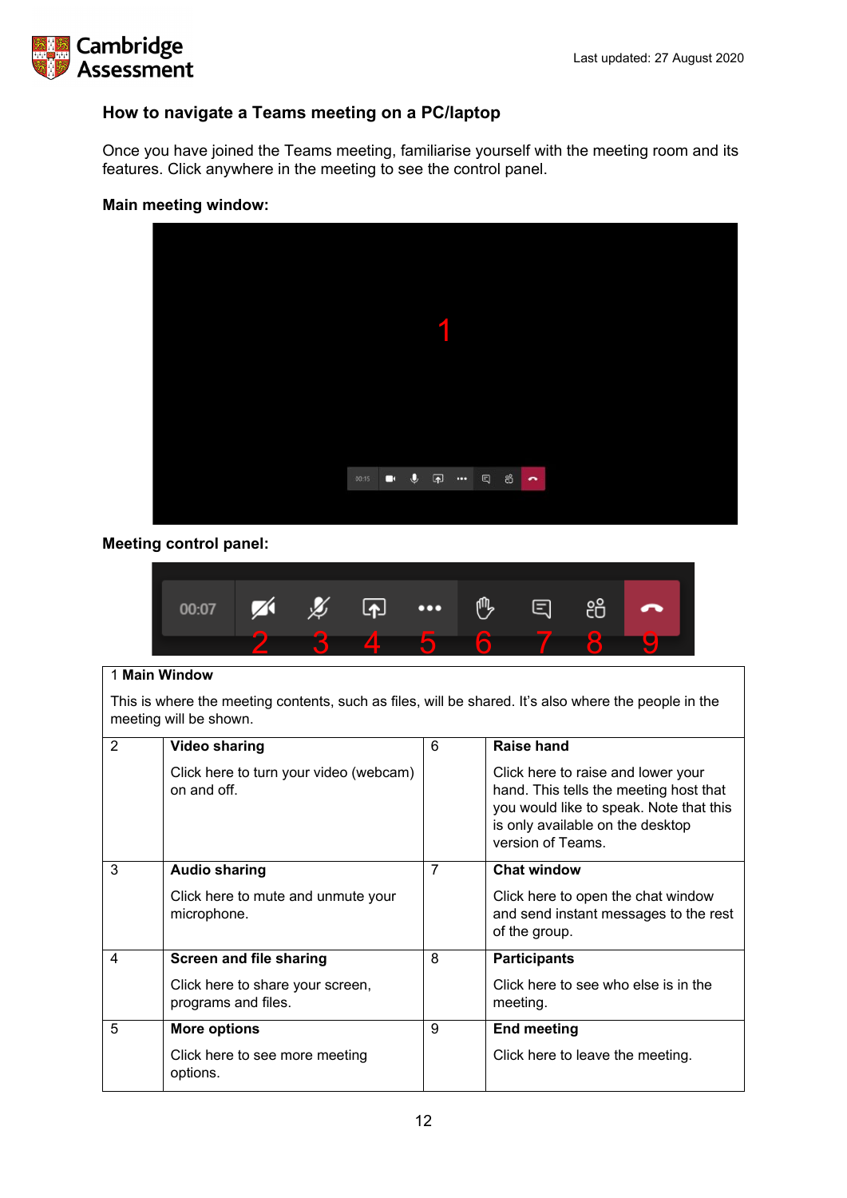## How to navigate a Teams meeting on a PC/laptop

Once you have joined the Teams meeting, familiarise yourself with the meeting room and its features. Click anywhere in the meeting to see the control panel.

**Main meeting window:**

**Meeting control panel:**

| 1 Main Window | | | |
|---|---|---|---|
| This is where the meeting contents, such as files, will be shared. It's also where the people in the meeting will be shown. | | | |
| 2 | **Video sharing**<br><br>Click here to turn your video (webcam) on and off. | 6 | **Raise hand**<br><br>Click here to raise and lower your hand. This tells the meeting host that you would like to speak. Note that this is only available on the desktop version of Teams. |
| 3 | **Audio sharing**<br><br>Click here to mute and unmute your microphone. | 7 | **Chat window**<br><br>Click here to open the chat window and send instant messages to the rest of the group. |
| 4 | **Screen and file sharing**<br><br>Click here to share your screen, programs and files. | 8 | **Participants**<br><br>Click here to see who else is in the meeting. |
| 5 | **More options**<br><br>Click here to see more meeting options. | 9 | **End meeting**<br><br>Click here to leave the meeting. |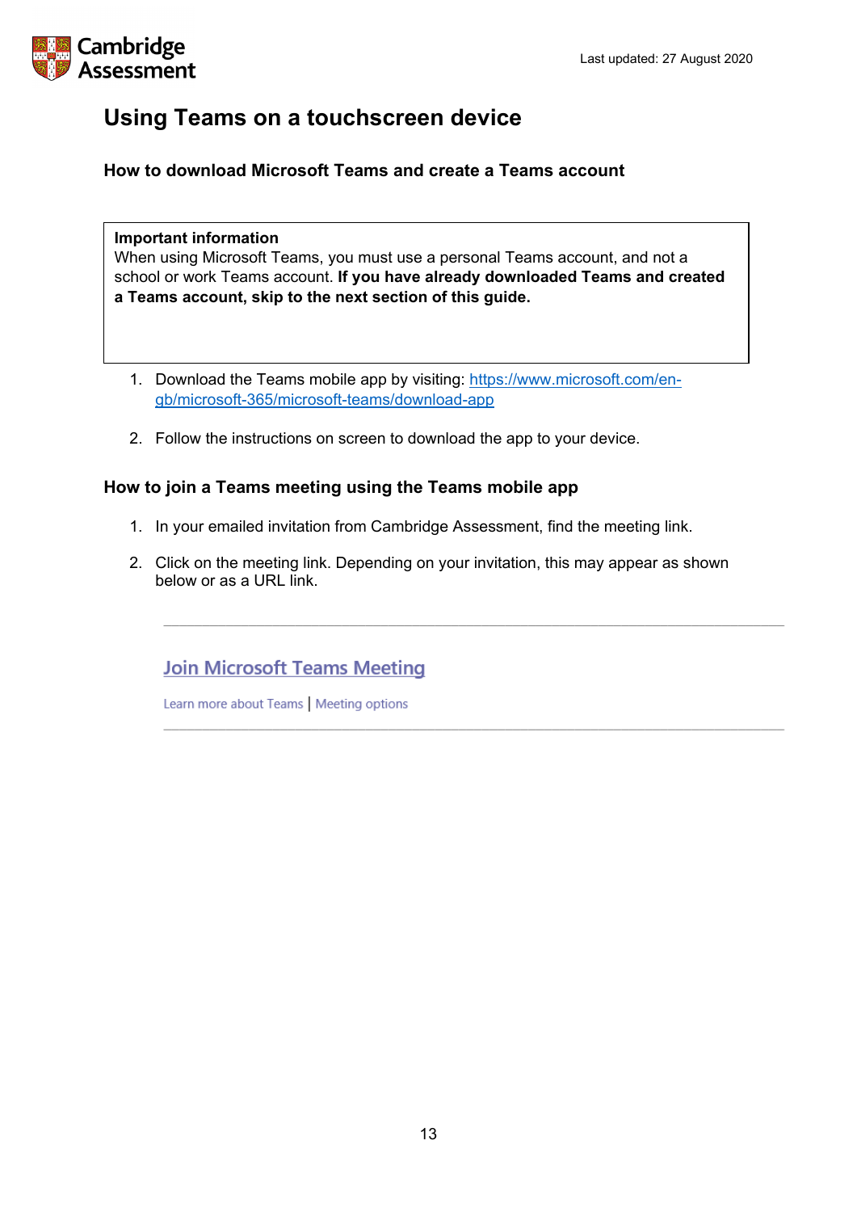# Using Teams on a touchscreen device

### How to download Microsoft Teams and create a Teams account

> **Important information**
> When using Microsoft Teams, you must use a personal Teams account, and not a school or work Teams account. **If you have already downloaded Teams and created a Teams account, skip to the next section of this guide.**

1. Download the Teams mobile app by visiting: https://www.microsoft.com/en-gb/microsoft-365/microsoft-teams/download-app

2. Follow the instructions on screen to download the app to your device.

### How to join a Teams meeting using the Teams mobile app

1. In your emailed invitation from Cambridge Assessment, find the meeting link.

2. Click on the meeting link. Depending on your invitation, this may appear as shown below or as a URL link.

---

Join Microsoft Teams Meeting

Learn more about Teams | Meeting options

---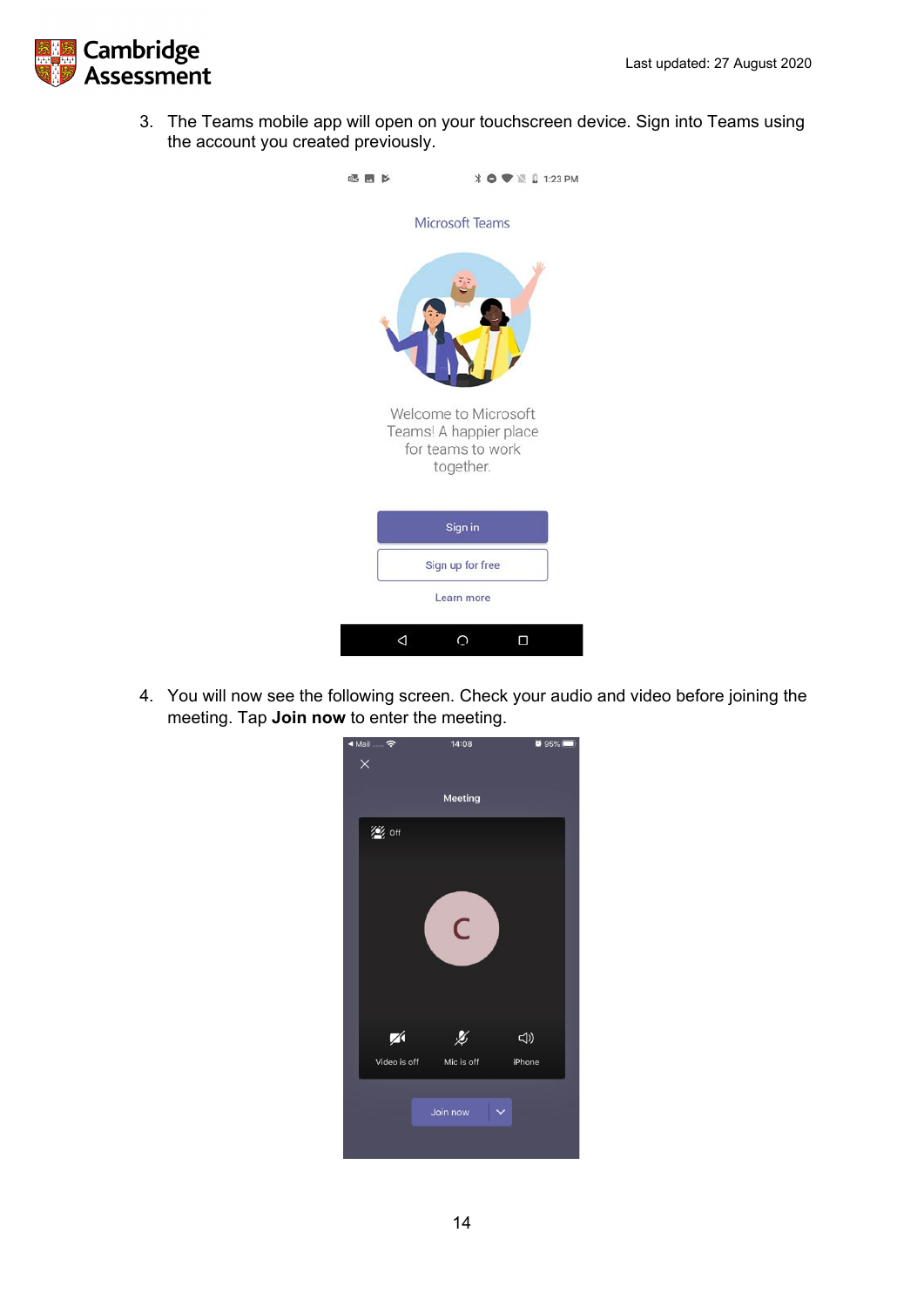3. The Teams mobile app will open on your touchscreen device. Sign into Teams using the account you created previously.

4. You will now see the following screen. Check your audio and video before joining the meeting. Tap **Join now** to enter the meeting.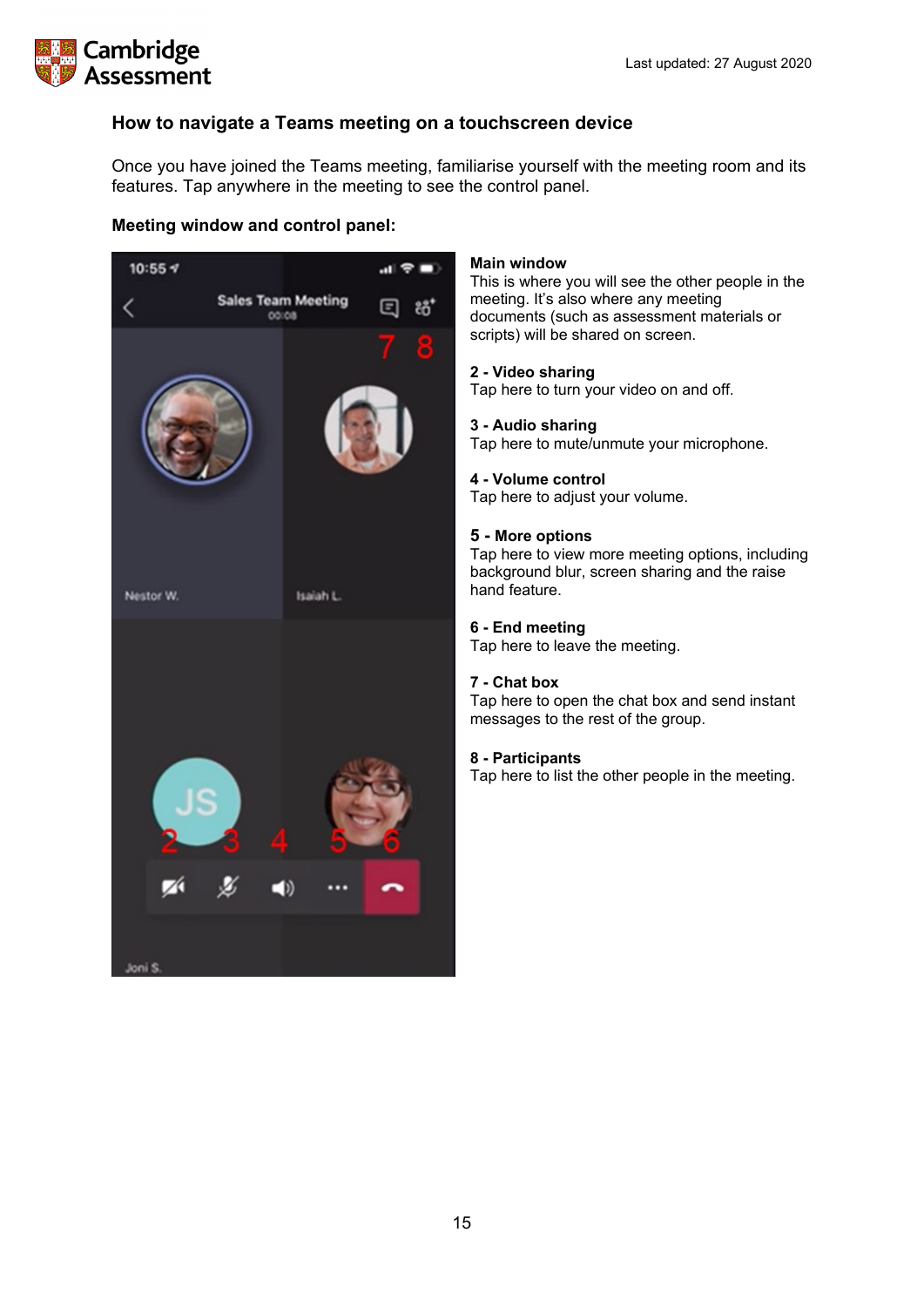## How to navigate a Teams meeting on a touchscreen device

Once you have joined the Teams meeting, familiarise yourself with the meeting room and its features. Tap anywhere in the meeting to see the control panel.

### Meeting window and control panel:

**Main window**
This is where you will see the other people in the meeting. It's also where any meeting documents (such as assessment materials or scripts) will be shared on screen.

**2 - Video sharing**
Tap here to turn your video on and off.

**3 - Audio sharing**
Tap here to mute/unmute your microphone.

**4 - Volume control**
Tap here to adjust your volume.

**5 - More options**
Tap here to view more meeting options, including background blur, screen sharing and the raise hand feature.

**6 - End meeting**
Tap here to leave the meeting.

**7 - Chat box**
Tap here to open the chat box and send instant messages to the rest of the group.

**8 - Participants**
Tap here to list the other people in the meeting.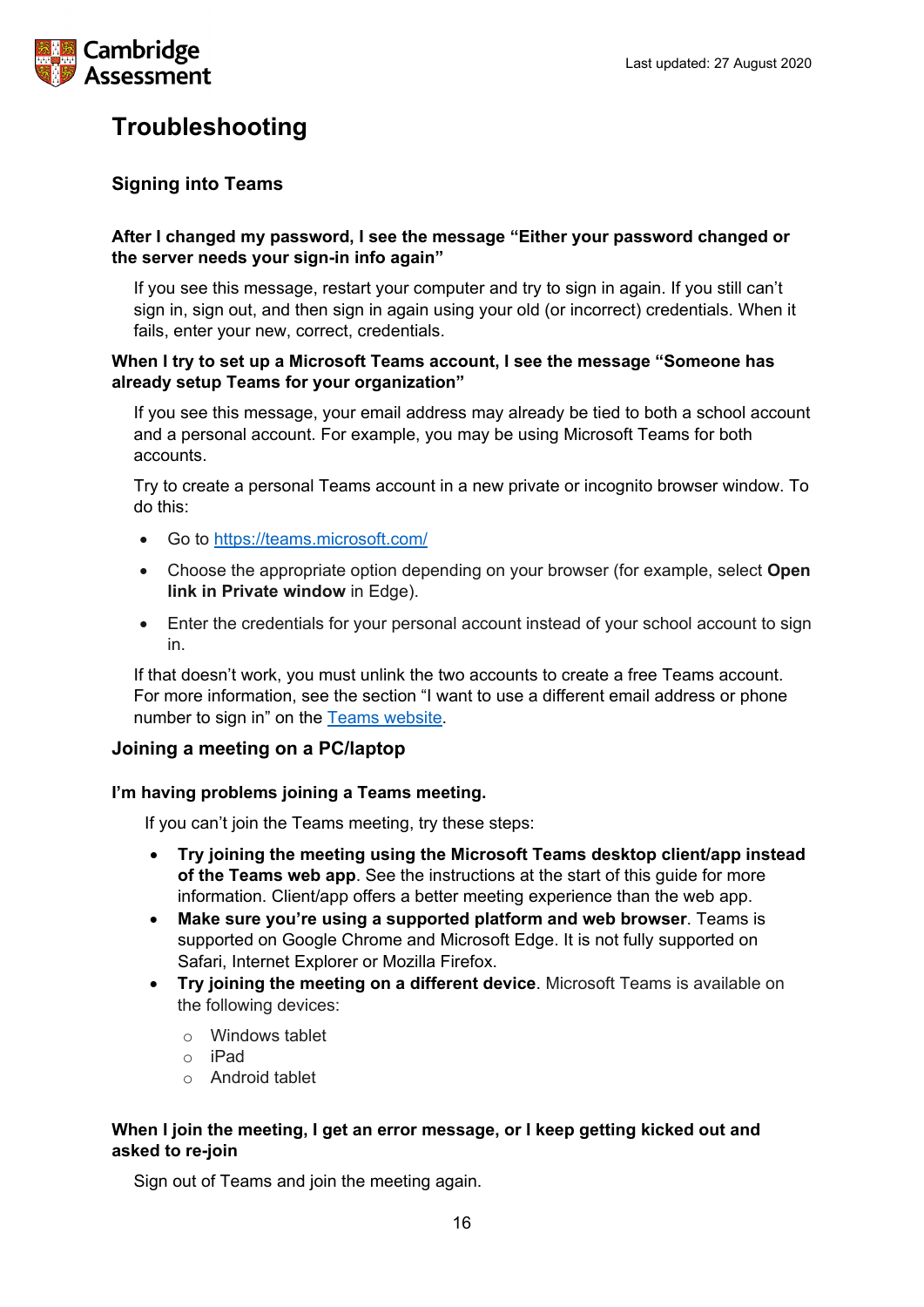# Troubleshooting

## Signing into Teams

### After I changed my password, I see the message "Either your password changed or the server needs your sign-in info again"

If you see this message, restart your computer and try to sign in again. If you still can't sign in, sign out, and then sign in again using your old (or incorrect) credentials. When it fails, enter your new, correct, credentials.

### When I try to set up a Microsoft Teams account, I see the message "Someone has already setup Teams for your organization"

If you see this message, your email address may already be tied to both a school account and a personal account. For example, you may be using Microsoft Teams for both accounts.

Try to create a personal Teams account in a new private or incognito browser window. To do this:

- Go to [https://teams.microsoft.com/](https://teams.microsoft.com/)
- Choose the appropriate option depending on your browser (for example, select **Open link in Private window** in Edge).
- Enter the credentials for your personal account instead of your school account to sign in.

If that doesn't work, you must unlink the two accounts to create a free Teams account. For more information, see the section "I want to use a different email address or phone number to sign in" on the Teams website.

## Joining a meeting on a PC/laptop

### I'm having problems joining a Teams meeting.

If you can't join the Teams meeting, try these steps:

- **Try joining the meeting using the Microsoft Teams desktop client/app instead of the Teams web app**. See the instructions at the start of this guide for more information. Client/app offers a better meeting experience than the web app.
- **Make sure you're using a supported platform and web browser**. Teams is supported on Google Chrome and Microsoft Edge. It is not fully supported on Safari, Internet Explorer or Mozilla Firefox.
- **Try joining the meeting on a different device**. Microsoft Teams is available on the following devices:
  - Windows tablet
  - iPad
  - Android tablet

### When I join the meeting, I get an error message, or I keep getting kicked out and asked to re-join

Sign out of Teams and join the meeting again.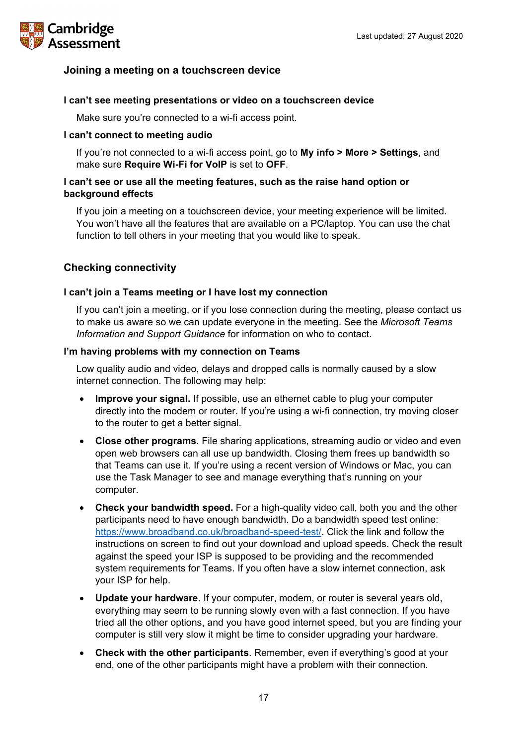## Joining a meeting on a touchscreen device

### I can't see meeting presentations or video on a touchscreen device

Make sure you're connected to a wi-fi access point.

### I can't connect to meeting audio

If you're not connected to a wi-fi access point, go to **My info > More > Settings**, and make sure **Require Wi-Fi for VoIP** is set to **OFF**.

### I can't see or use all the meeting features, such as the raise hand option or background effects

If you join a meeting on a touchscreen device, your meeting experience will be limited. You won't have all the features that are available on a PC/laptop. You can use the chat function to tell others in your meeting that you would like to speak.

## Checking connectivity

### I can't join a Teams meeting or I have lost my connection

If you can't join a meeting, or if you lose connection during the meeting, please contact us to make us aware so we can update everyone in the meeting. See the *Microsoft Teams Information and Support Guidance* for information on who to contact.

### I'm having problems with my connection on Teams

Low quality audio and video, delays and dropped calls is normally caused by a slow internet connection. The following may help:

- **Improve your signal.** If possible, use an ethernet cable to plug your computer directly into the modem or router. If you're using a wi-fi connection, try moving closer to the router to get a better signal.
- **Close other programs**. File sharing applications, streaming audio or video and even open web browsers can all use up bandwidth. Closing them frees up bandwidth so that Teams can use it. If you're using a recent version of Windows or Mac, you can use the Task Manager to see and manage everything that's running on your computer.
- **Check your bandwidth speed.** For a high-quality video call, both you and the other participants need to have enough bandwidth. Do a bandwidth speed test online: https://www.broadband.co.uk/broadband-speed-test/. Click the link and follow the instructions on screen to find out your download and upload speeds. Check the result against the speed your ISP is supposed to be providing and the recommended system requirements for Teams. If you often have a slow internet connection, ask your ISP for help.
- **Update your hardware**. If your computer, modem, or router is several years old, everything may seem to be running slowly even with a fast connection. If you have tried all the other options, and you have good internet speed, but you are finding your computer is still very slow it might be time to consider upgrading your hardware.
- **Check with the other participants**. Remember, even if everything's good at your end, one of the other participants might have a problem with their connection.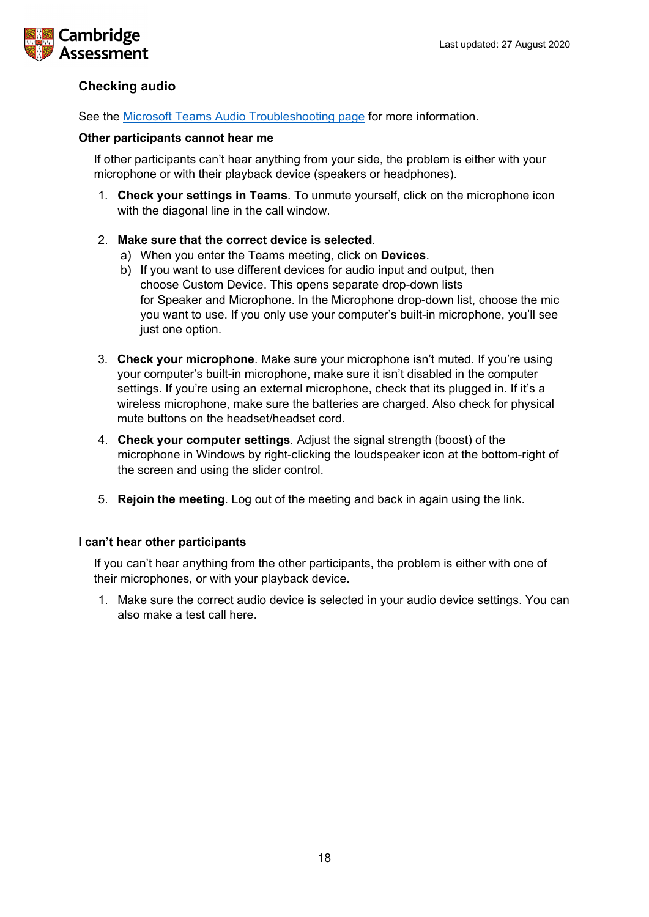## Checking audio

See the Microsoft Teams Audio Troubleshooting page for more information.

### Other participants cannot hear me

If other participants can't hear anything from your side, the problem is either with your microphone or with their playback device (speakers or headphones).

1. **Check your settings in Teams**. To unmute yourself, click on the microphone icon with the diagonal line in the call window.

2. **Make sure that the correct device is selected**.
   a) When you enter the Teams meeting, click on **Devices**.
   b) If you want to use different devices for audio input and output, then choose Custom Device. This opens separate drop-down lists for Speaker and Microphone. In the Microphone drop-down list, choose the mic you want to use. If you only use your computer's built-in microphone, you'll see just one option.

3. **Check your microphone**. Make sure your microphone isn't muted. If you're using your computer's built-in microphone, make sure it isn't disabled in the computer settings. If you're using an external microphone, check that its plugged in. If it's a wireless microphone, make sure the batteries are charged. Also check for physical mute buttons on the headset/headset cord.

4. **Check your computer settings**. Adjust the signal strength (boost) of the microphone in Windows by right-clicking the loudspeaker icon at the bottom-right of the screen and using the slider control.

5. **Rejoin the meeting**. Log out of the meeting and back in again using the link.

### I can't hear other participants

If you can't hear anything from the other participants, the problem is either with one of their microphones, or with your playback device.

1. Make sure the correct audio device is selected in your audio device settings. You can also make a test call here.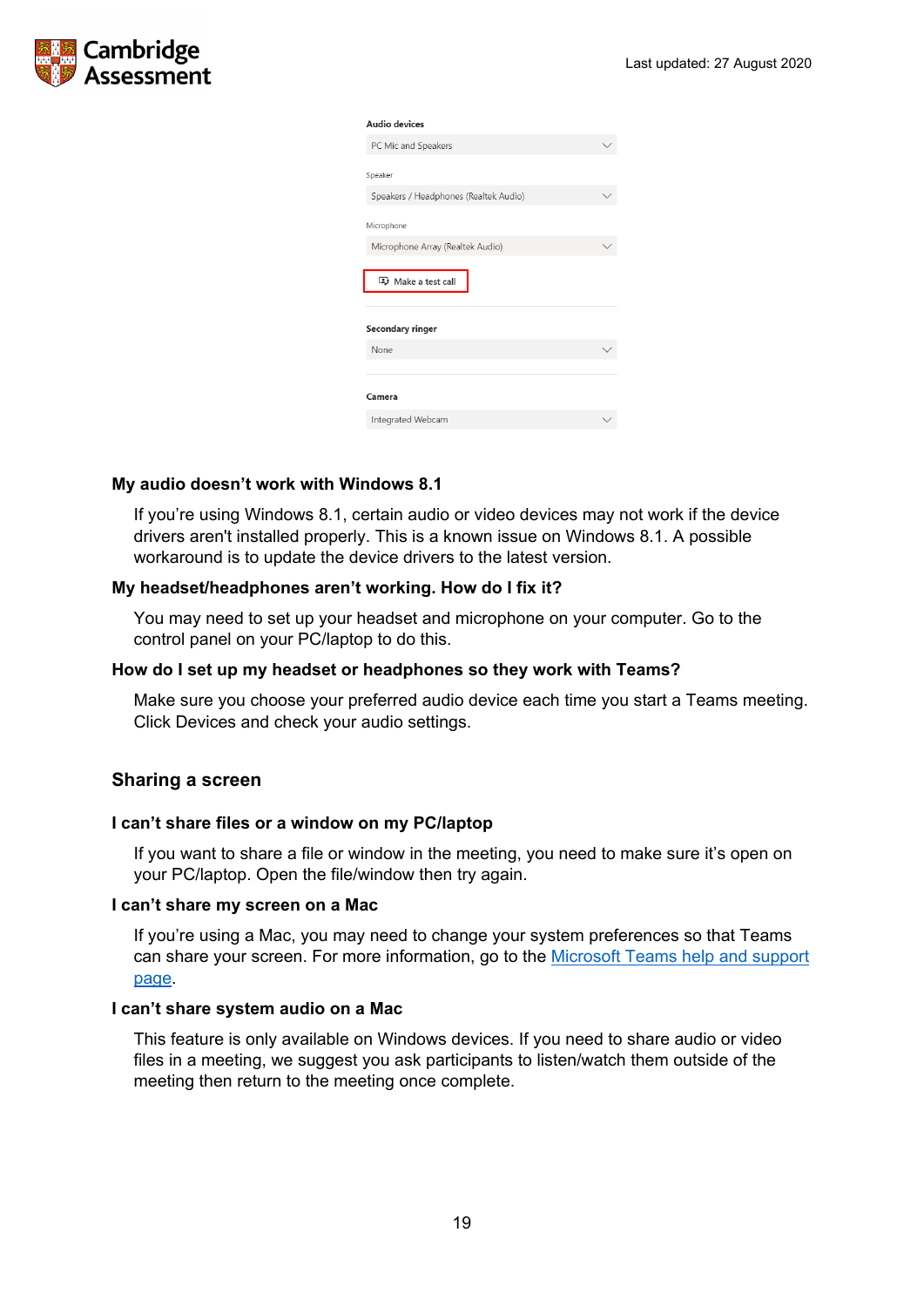### My audio doesn't work with Windows 8.1

If you're using Windows 8.1, certain audio or video devices may not work if the device drivers aren't installed properly. This is a known issue on Windows 8.1. A possible workaround is to update the device drivers to the latest version.

### My headset/headphones aren't working. How do I fix it?

You may need to set up your headset and microphone on your computer. Go to the control panel on your PC/laptop to do this.

### How do I set up my headset or headphones so they work with Teams?

Make sure you choose your preferred audio device each time you start a Teams meeting. Click Devices and check your audio settings.

## Sharing a screen

### I can't share files or a window on my PC/laptop

If you want to share a file or window in the meeting, you need to make sure it's open on your PC/laptop. Open the file/window then try again.

### I can't share my screen on a Mac

If you're using a Mac, you may need to change your system preferences so that Teams can share your screen. For more information, go to the Microsoft Teams help and support page.

### I can't share system audio on a Mac

This feature is only available on Windows devices. If you need to share audio or video files in a meeting, we suggest you ask participants to listen/watch them outside of the meeting then return to the meeting once complete.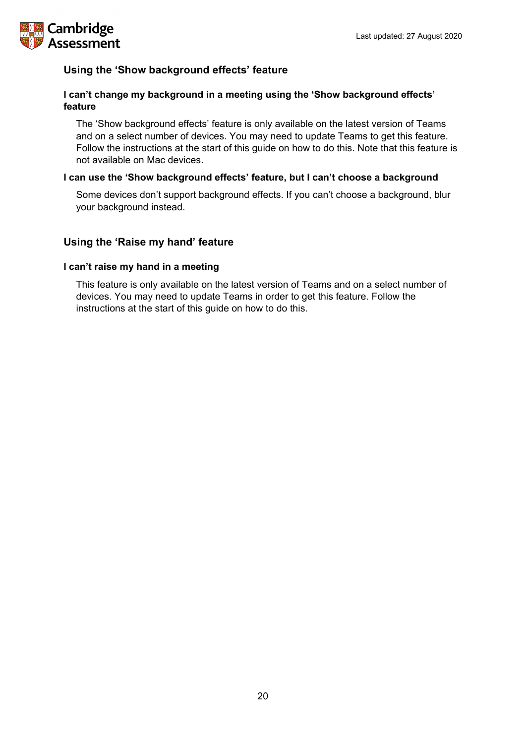## Using the 'Show background effects' feature

### I can't change my background in a meeting using the 'Show background effects' feature

The 'Show background effects' feature is only available on the latest version of Teams and on a select number of devices. You may need to update Teams to get this feature. Follow the instructions at the start of this guide on how to do this. Note that this feature is not available on Mac devices.

### I can use the 'Show background effects' feature, but I can't choose a background

Some devices don't support background effects. If you can't choose a background, blur your background instead.

## Using the 'Raise my hand' feature

### I can't raise my hand in a meeting

This feature is only available on the latest version of Teams and on a select number of devices. You may need to update Teams in order to get this feature. Follow the instructions at the start of this guide on how to do this.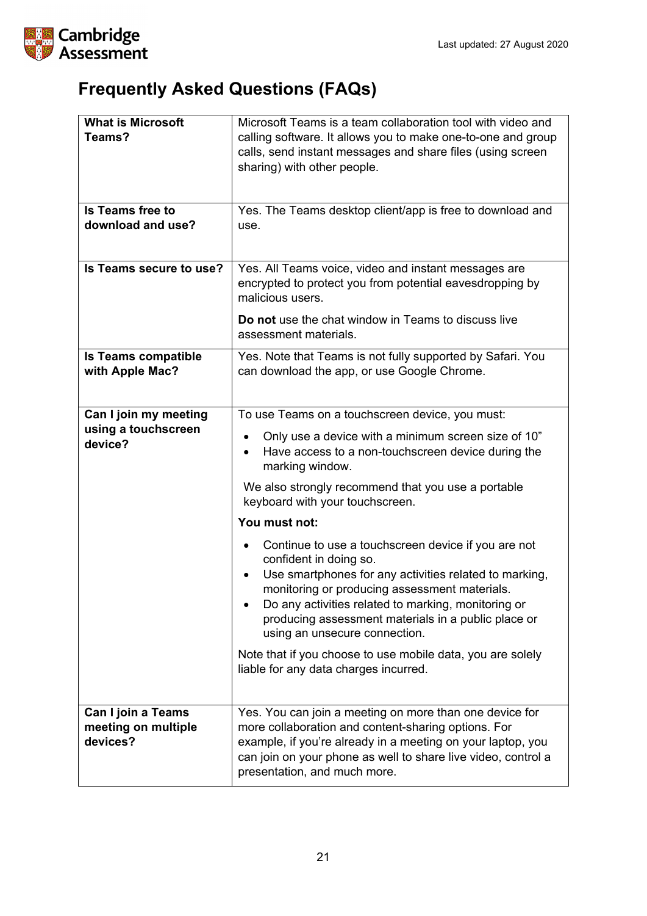# Frequently Asked Questions (FAQs)

| | |
|---|---|
| **What is Microsoft Teams?** | Microsoft Teams is a team collaboration tool with video and calling software. It allows you to make one-to-one and group calls, send instant messages and share files (using screen sharing) with other people. |
| **Is Teams free to download and use?** | Yes. The Teams desktop client/app is free to download and use. |
| **Is Teams secure to use?** | Yes. All Teams voice, video and instant messages are encrypted to protect you from potential eavesdropping by malicious users.<br><br>**Do not** use the chat window in Teams to discuss live assessment materials. |
| **Is Teams compatible with Apple Mac?** | Yes. Note that Teams is not fully supported by Safari. You can download the app, or use Google Chrome. |
| **Can I join my meeting using a touchscreen device?** | To use Teams on a touchscreen device, you must:<br>• Only use a device with a minimum screen size of 10"<br>• Have access to a non-touchscreen device during the marking window.<br><br>We also strongly recommend that you use a portable keyboard with your touchscreen.<br><br>**You must not:**<br>• Continue to use a touchscreen device if you are not confident in doing so.<br>• Use smartphones for any activities related to marking, monitoring or producing assessment materials.<br>• Do any activities related to marking, monitoring or producing assessment materials in a public place or using an unsecure connection.<br><br>Note that if you choose to use mobile data, you are solely liable for any data charges incurred. |
| **Can I join a Teams meeting on multiple devices?** | Yes. You can join a meeting on more than one device for more collaboration and content-sharing options. For example, if you're already in a meeting on your laptop, you can join on your phone as well to share live video, control a presentation, and much more. |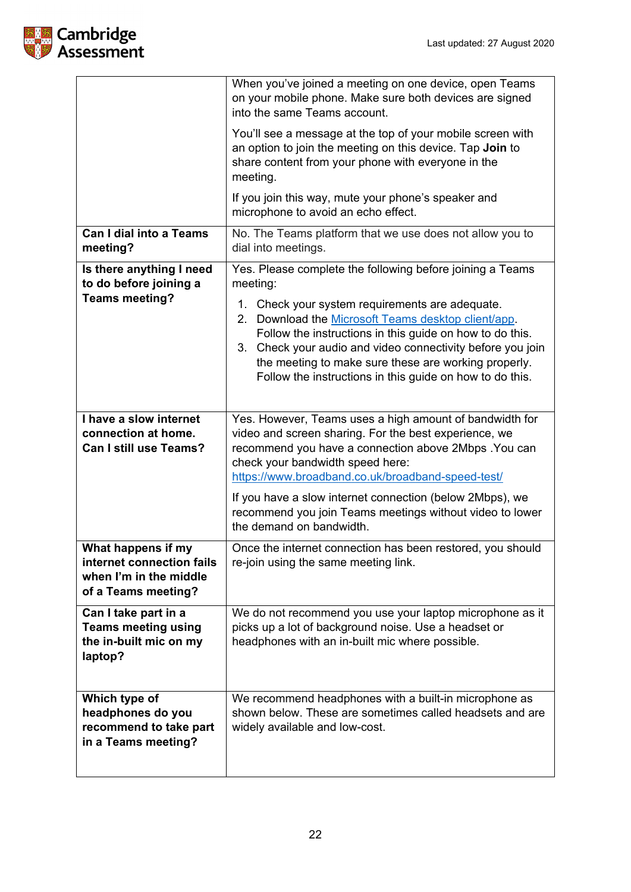| | |
|---|---|
| | When you've joined a meeting on one device, open Teams on your mobile phone. Make sure both devices are signed into the same Teams account.<br><br>You'll see a message at the top of your mobile screen with an option to join the meeting on this device. Tap **Join** to share content from your phone with everyone in the meeting.<br><br>If you join this way, mute your phone's speaker and microphone to avoid an echo effect. |
| **Can I dial into a Teams meeting?** | No. The Teams platform that we use does not allow you to dial into meetings. |
| **Is there anything I need to do before joining a Teams meeting?** | Yes. Please complete the following before joining a Teams meeting:<br>1. Check your system requirements are adequate.<br>2. Download the [Microsoft Teams desktop client/app](). Follow the instructions in this guide on how to do this.<br>3. Check your audio and video connectivity before you join the meeting to make sure these are working properly. Follow the instructions in this guide on how to do this. |
| **I have a slow internet connection at home. Can I still use Teams?** | Yes. However, Teams uses a high amount of bandwidth for video and screen sharing. For the best experience, we recommend you have a connection above 2Mbps .You can check your bandwidth speed here: https://www.broadband.co.uk/broadband-speed-test/<br><br>If you have a slow internet connection (below 2Mbps), we recommend you join Teams meetings without video to lower the demand on bandwidth. |
| **What happens if my internet connection fails when I'm in the middle of a Teams meeting?** | Once the internet connection has been restored, you should re-join using the same meeting link. |
| **Can I take part in a Teams meeting using the in-built mic on my laptop?** | We do not recommend you use your laptop microphone as it picks up a lot of background noise. Use a headset or headphones with an in-built mic where possible. |
| **Which type of headphones do you recommend to take part in a Teams meeting?** | We recommend headphones with a built-in microphone as shown below. These are sometimes called headsets and are widely available and low-cost. |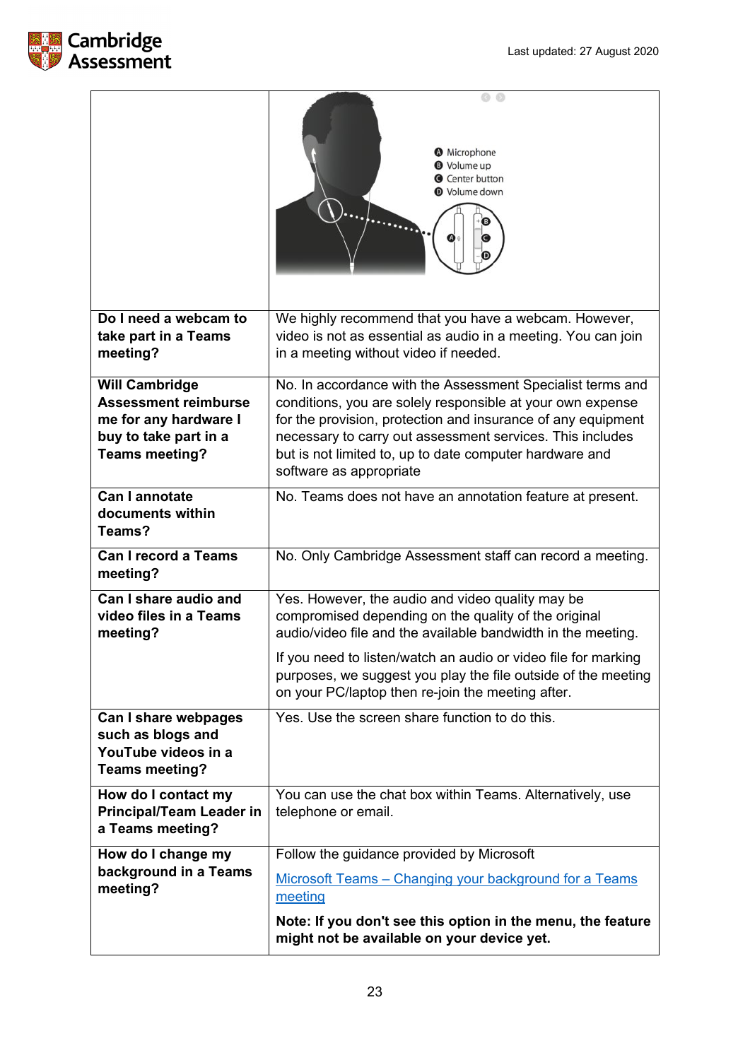| | Microphone<br>Volume up<br>Center button<br>Volume down |
|---|---|
| **Do I need a webcam to take part in a Teams meeting?** | We highly recommend that you have a webcam. However, video is not as essential as audio in a meeting. You can join in a meeting without video if needed. |
| **Will Cambridge Assessment reimburse me for any hardware I buy to take part in a Teams meeting?** | No. In accordance with the Assessment Specialist terms and conditions, you are solely responsible at your own expense for the provision, protection and insurance of any equipment necessary to carry out assessment services. This includes but is not limited to, up to date computer hardware and software as appropriate |
| **Can I annotate documents within Teams?** | No. Teams does not have an annotation feature at present. |
| **Can I record a Teams meeting?** | No. Only Cambridge Assessment staff can record a meeting. |
| **Can I share audio and video files in a Teams meeting?** | Yes. However, the audio and video quality may be compromised depending on the quality of the original audio/video file and the available bandwidth in the meeting.<br><br>If you need to listen/watch an audio or video file for marking purposes, we suggest you play the file outside of the meeting on your PC/laptop then re-join the meeting after. |
| **Can I share webpages such as blogs and YouTube videos in a Teams meeting?** | Yes. Use the screen share function to do this. |
| **How do I contact my Principal/Team Leader in a Teams meeting?** | You can use the chat box within Teams. Alternatively, use telephone or email. |
| **How do I change my background in a Teams meeting?** | Follow the guidance provided by Microsoft<br><br>Microsoft Teams – Changing your background for a Teams meeting<br><br>**Note: If you don't see this option in the menu, the feature might not be available on your device yet.** |